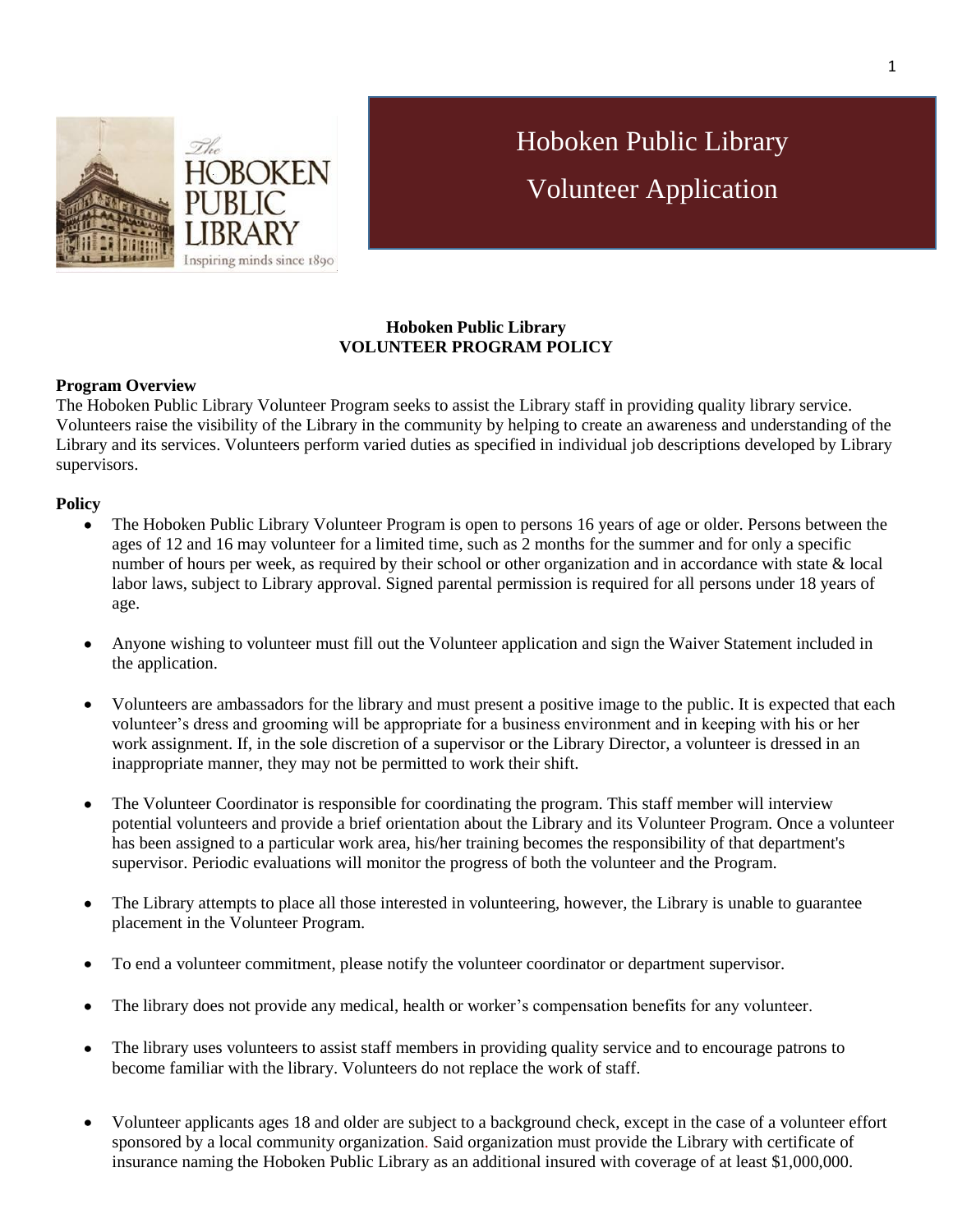# Hoboken Public Library

# Volunteer Application

## Hoboken Public Library
## VOLUNTEER PROGRAM POLICY

**Program Overview**

The Hoboken Public Library Volunteer Program seeks to assist the Library staff in providing quality library service. Volunteers raise the visibility of the Library in the community by helping to create an awareness and understanding of the Library and its services. Volunteers perform varied duties as specified in individual job descriptions developed by Library supervisors.

**Policy**

- The Hoboken Public Library Volunteer Program is open to persons 16 years of age or older. Persons between the ages of 12 and 16 may volunteer for a limited time, such as 2 months for the summer and for only a specific number of hours per week, as required by their school or other organization and in accordance with state & local labor laws, subject to Library approval. Signed parental permission is required for all persons under 18 years of age.

- Anyone wishing to volunteer must fill out the Volunteer application and sign the Waiver Statement included in the application.

- Volunteers are ambassadors for the library and must present a positive image to the public. It is expected that each volunteer's dress and grooming will be appropriate for a business environment and in keeping with his or her work assignment. If, in the sole discretion of a supervisor or the Library Director, a volunteer is dressed in an inappropriate manner, they may not be permitted to work their shift.

- The Volunteer Coordinator is responsible for coordinating the program. This staff member will interview potential volunteers and provide a brief orientation about the Library and its Volunteer Program. Once a volunteer has been assigned to a particular work area, his/her training becomes the responsibility of that department's supervisor. Periodic evaluations will monitor the progress of both the volunteer and the Program.

- The Library attempts to place all those interested in volunteering, however, the Library is unable to guarantee placement in the Volunteer Program.

- To end a volunteer commitment, please notify the volunteer coordinator or department supervisor.

- The library does not provide any medical, health or worker's compensation benefits for any volunteer.

- The library uses volunteers to assist staff members in providing quality service and to encourage patrons to become familiar with the library. Volunteers do not replace the work of staff.

- Volunteer applicants ages 18 and older are subject to a background check, except in the case of a volunteer effort sponsored by a local community organization. Said organization must provide the Library with certificate of insurance naming the Hoboken Public Library as an additional insured with coverage of at least $1,000,000.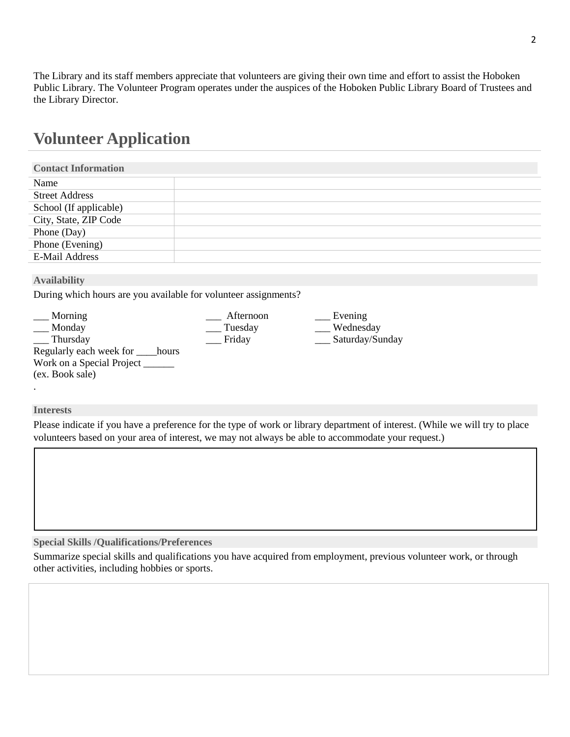The Library and its staff members appreciate that volunteers are giving their own time and effort to assist the Hoboken Public Library. The Volunteer Program operates under the auspices of the Hoboken Public Library Board of Trustees and the Library Director.

# Volunteer Application

| Contact Information | |
|---|---|
| Name | |
| Street Address | |
| School (If applicable) | |
| City, State, ZIP Code | |
| Phone (Day) | |
| Phone (Evening) | |
| E-Mail Address | |

### Availability

During which hours are you available for volunteer assignments?

___ Morning ___ Afternoon ___ Evening
___ Monday ___ Tuesday ___ Wednesday
___ Thursday ___ Friday ___ Saturday/Sunday
Regularly each week for ____hours
Work on a Special Project ______
(ex. Book sale)

### Interests

Please indicate if you have a preference for the type of work or library department of interest. (While we will try to place volunteers based on your area of interest, we may not always be able to accommodate your request.)

### Special Skills /Qualifications/Preferences

Summarize special skills and qualifications you have acquired from employment, previous volunteer work, or through other activities, including hobbies or sports.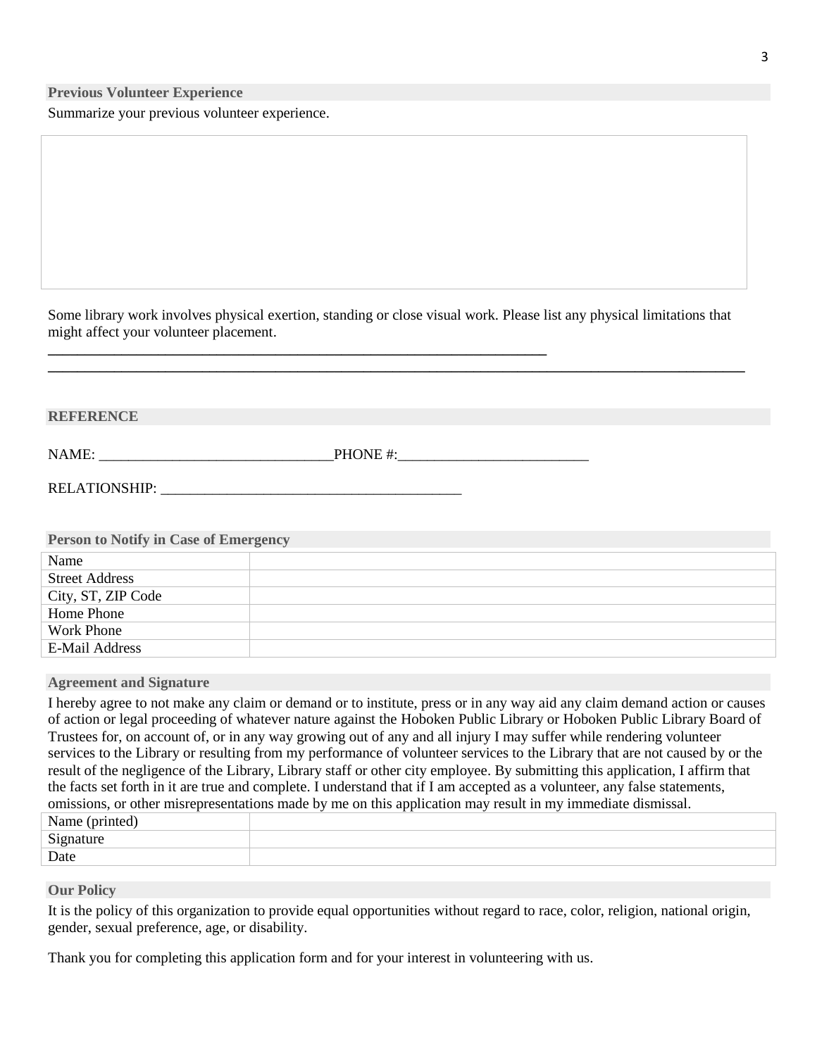## Previous Volunteer Experience

Summarize your previous volunteer experience.

Some library work involves physical exertion, standing or close visual work. Please list any physical limitations that might affect your volunteer placement.

_____________________________________________________________________

_______________________________________________________________________________________________

## REFERENCE

NAME: ________________________________PHONE #:__________________________

RELATIONSHIP: _________________________________________

## Person to Notify in Case of Emergency

| Name | |
|---|---|
| Street Address | |
| City, ST, ZIP Code | |
| Home Phone | |
| Work Phone | |
| E-Mail Address | |

## Agreement and Signature

I hereby agree to not make any claim or demand or to institute, press or in any way aid any claim demand action or causes of action or legal proceeding of whatever nature against the Hoboken Public Library or Hoboken Public Library Board of Trustees for, on account of, or in any way growing out of any and all injury I may suffer while rendering volunteer services to the Library or resulting from my performance of volunteer services to the Library that are not caused by or the result of the negligence of the Library, Library staff or other city employee. By submitting this application, I affirm that the facts set forth in it are true and complete. I understand that if I am accepted as a volunteer, any false statements, omissions, or other misrepresentations made by me on this application may result in my immediate dismissal.

| Name (printed) | |
|---|---|
| Signature | |
| Date | |

## Our Policy

It is the policy of this organization to provide equal opportunities without regard to race, color, religion, national origin, gender, sexual preference, age, or disability.

Thank you for completing this application form and for your interest in volunteering with us.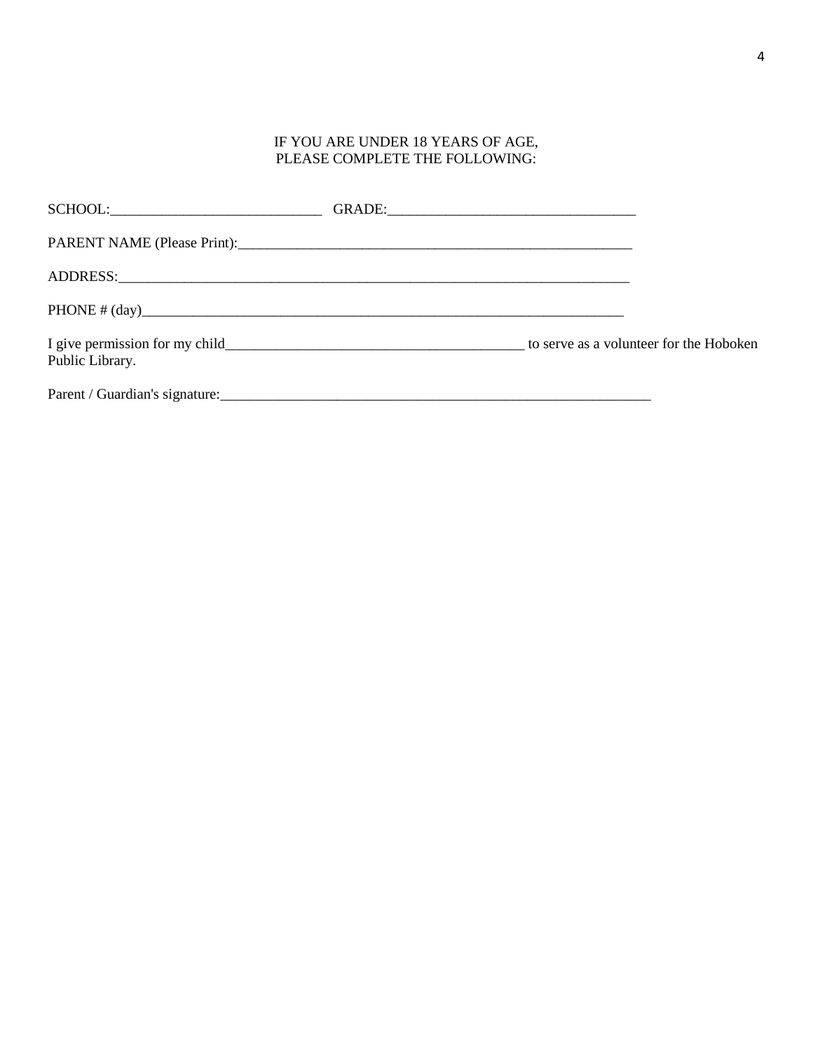IF YOU ARE UNDER 18 YEARS OF AGE,
PLEASE COMPLETE THE FOLLOWING:

SCHOOL:______________________________ GRADE:___________________________________

PARENT NAME (Please Print):_________________________________________________________

ADDRESS:___________________________________________________________________________

PHONE # (day)_______________________________________________________________________

I give permission for my child__________________________________________ to serve as a volunteer for the Hoboken Public Library.

Parent / Guardian's signature:_______________________________________________________________